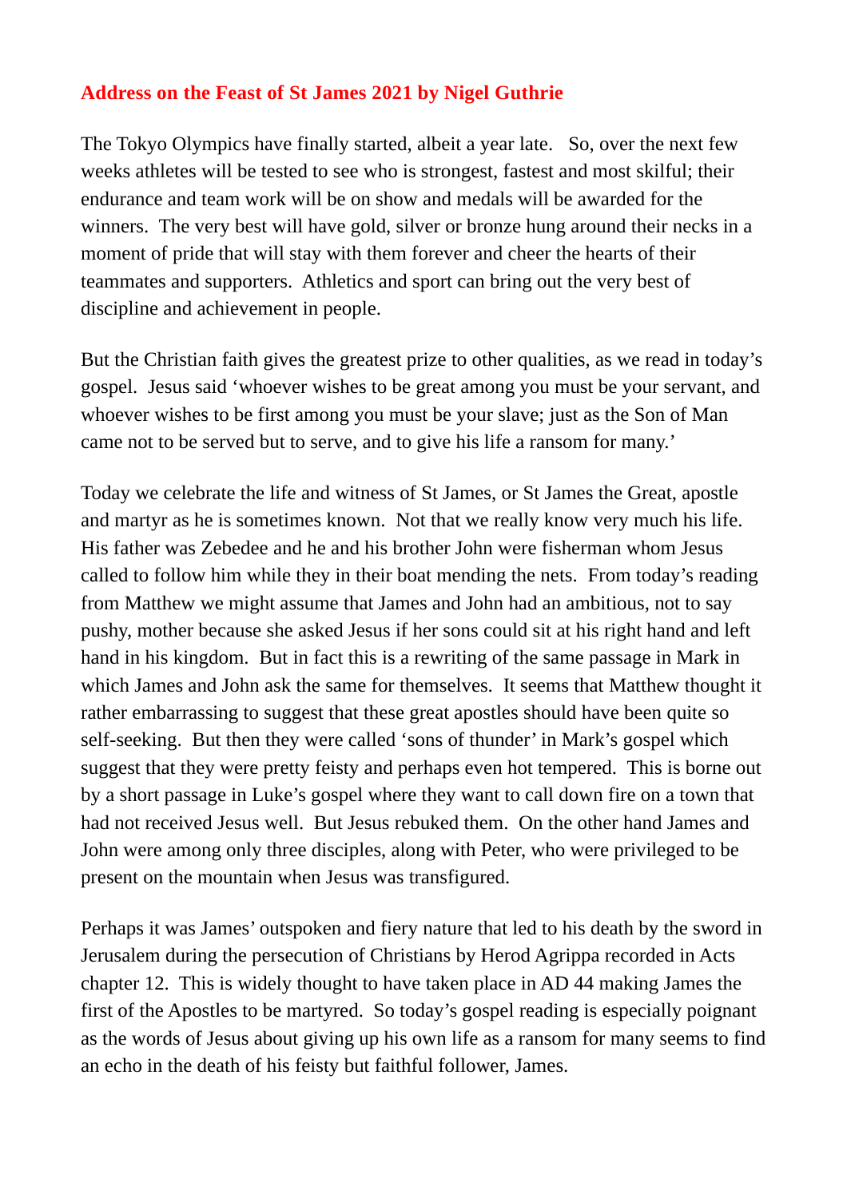**Address on the Feast of St James 2021 by Nigel Guthrie**

The Tokyo Olympics have finally started, albeit a year late. So, over the next few weeks athletes will be tested to see who is strongest, fastest and most skilful; their endurance and team work will be on show and medals will be awarded for the winners. The very best will have gold, silver or bronze hung around their necks in a moment of pride that will stay with them forever and cheer the hearts of their teammates and supporters. Athletics and sport can bring out the very best of discipline and achievement in people.

But the Christian faith gives the greatest prize to other qualities, as we read in today's gospel. Jesus said 'whoever wishes to be great among you must be your servant, and whoever wishes to be first among you must be your slave; just as the Son of Man came not to be served but to serve, and to give his life a ransom for many.'

Today we celebrate the life and witness of St James, or St James the Great, apostle and martyr as he is sometimes known. Not that we really know very much his life. His father was Zebedee and he and his brother John were fisherman whom Jesus called to follow him while they in their boat mending the nets. From today's reading from Matthew we might assume that James and John had an ambitious, not to say pushy, mother because she asked Jesus if her sons could sit at his right hand and left hand in his kingdom. But in fact this is a rewriting of the same passage in Mark in which James and John ask the same for themselves. It seems that Matthew thought it rather embarrassing to suggest that these great apostles should have been quite so self-seeking. But then they were called 'sons of thunder' in Mark's gospel which suggest that they were pretty feisty and perhaps even hot tempered. This is borne out by a short passage in Luke's gospel where they want to call down fire on a town that had not received Jesus well. But Jesus rebuked them. On the other hand James and John were among only three disciples, along with Peter, who were privileged to be present on the mountain when Jesus was transfigured.

Perhaps it was James' outspoken and fiery nature that led to his death by the sword in Jerusalem during the persecution of Christians by Herod Agrippa recorded in Acts chapter 12. This is widely thought to have taken place in AD 44 making James the first of the Apostles to be martyred. So today's gospel reading is especially poignant as the words of Jesus about giving up his own life as a ransom for many seems to find an echo in the death of his feisty but faithful follower, James.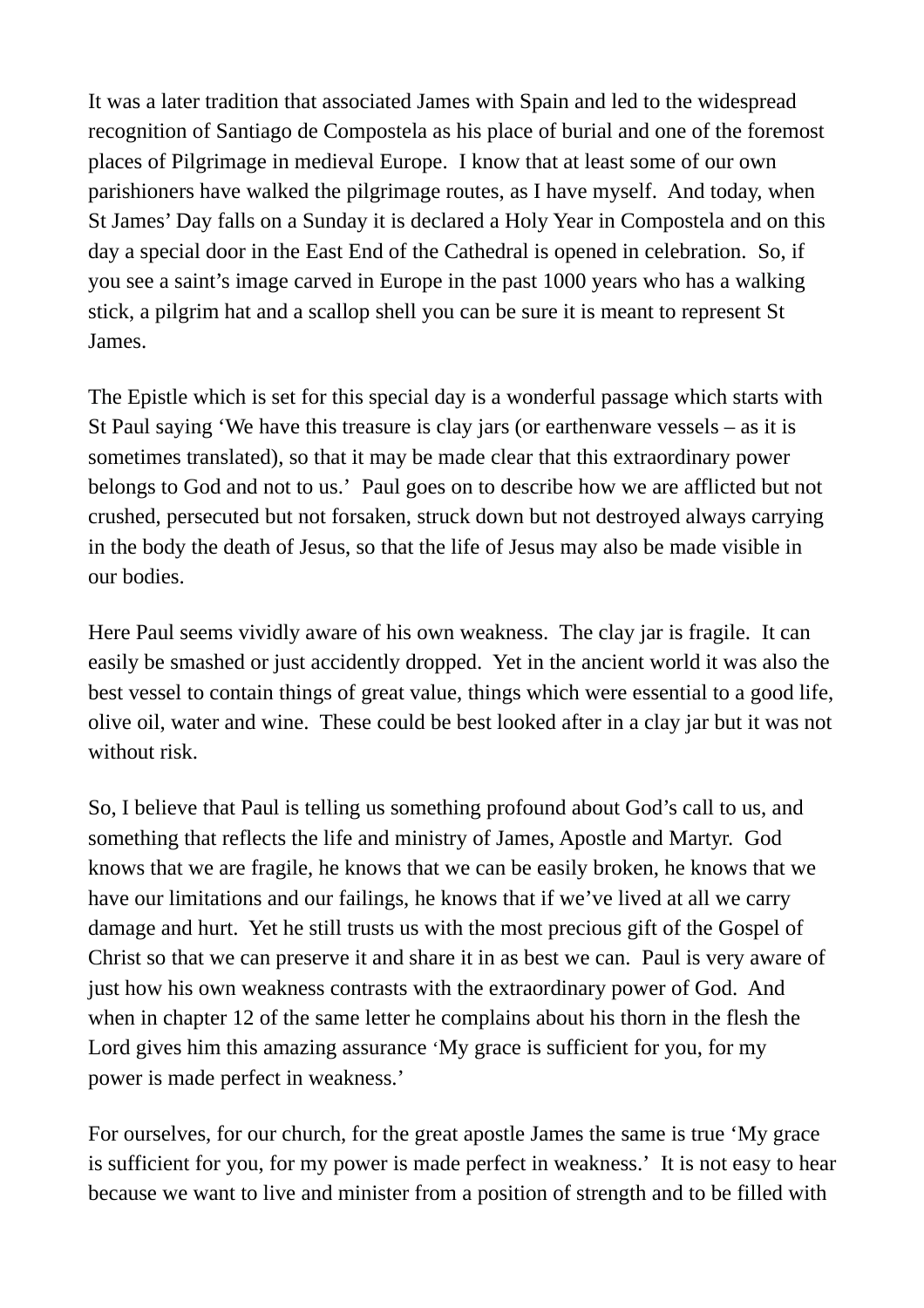It was a later tradition that associated James with Spain and led to the widespread recognition of Santiago de Compostela as his place of burial and one of the foremost places of Pilgrimage in medieval Europe. I know that at least some of our own parishioners have walked the pilgrimage routes, as I have myself. And today, when St James' Day falls on a Sunday it is declared a Holy Year in Compostela and on this day a special door in the East End of the Cathedral is opened in celebration. So, if you see a saint's image carved in Europe in the past 1000 years who has a walking stick, a pilgrim hat and a scallop shell you can be sure it is meant to represent St James.

The Epistle which is set for this special day is a wonderful passage which starts with St Paul saying 'We have this treasure is clay jars (or earthenware vessels – as it is sometimes translated), so that it may be made clear that this extraordinary power belongs to God and not to us.' Paul goes on to describe how we are afflicted but not crushed, persecuted but not forsaken, struck down but not destroyed always carrying in the body the death of Jesus, so that the life of Jesus may also be made visible in our bodies.

Here Paul seems vividly aware of his own weakness. The clay jar is fragile. It can easily be smashed or just accidently dropped. Yet in the ancient world it was also the best vessel to contain things of great value, things which were essential to a good life, olive oil, water and wine. These could be best looked after in a clay jar but it was not without risk.

So, I believe that Paul is telling us something profound about God's call to us, and something that reflects the life and ministry of James, Apostle and Martyr. God knows that we are fragile, he knows that we can be easily broken, he knows that we have our limitations and our failings, he knows that if we've lived at all we carry damage and hurt. Yet he still trusts us with the most precious gift of the Gospel of Christ so that we can preserve it and share it in as best we can. Paul is very aware of just how his own weakness contrasts with the extraordinary power of God. And when in chapter 12 of the same letter he complains about his thorn in the flesh the Lord gives him this amazing assurance 'My grace is sufficient for you, for my power is made perfect in weakness.'

For ourselves, for our church, for the great apostle James the same is true 'My grace is sufficient for you, for my power is made perfect in weakness.' It is not easy to hear because we want to live and minister from a position of strength and to be filled with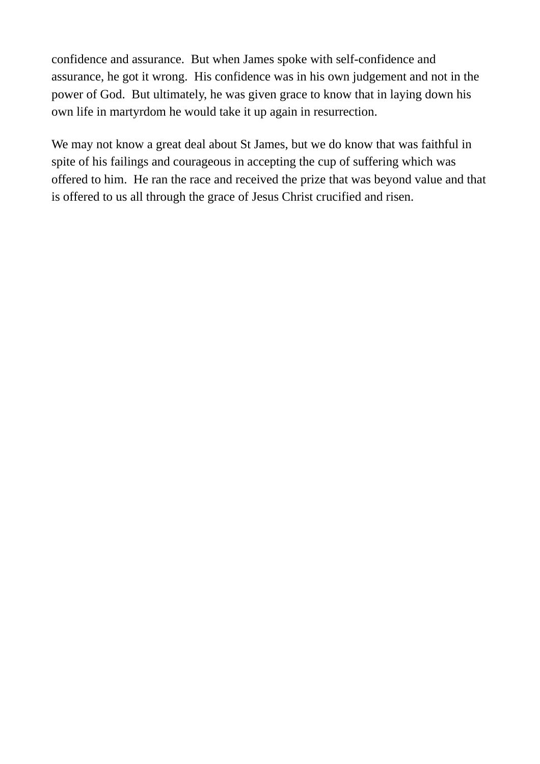confidence and assurance.  But when James spoke with self-confidence and assurance, he got it wrong.  His confidence was in his own judgement and not in the power of God.  But ultimately, he was given grace to know that in laying down his own life in martyrdom he would take it up again in resurrection.

We may not know a great deal about St James, but we do know that was faithful in spite of his failings and courageous in accepting the cup of suffering which was offered to him.  He ran the race and received the prize that was beyond value and that is offered to us all through the grace of Jesus Christ crucified and risen.